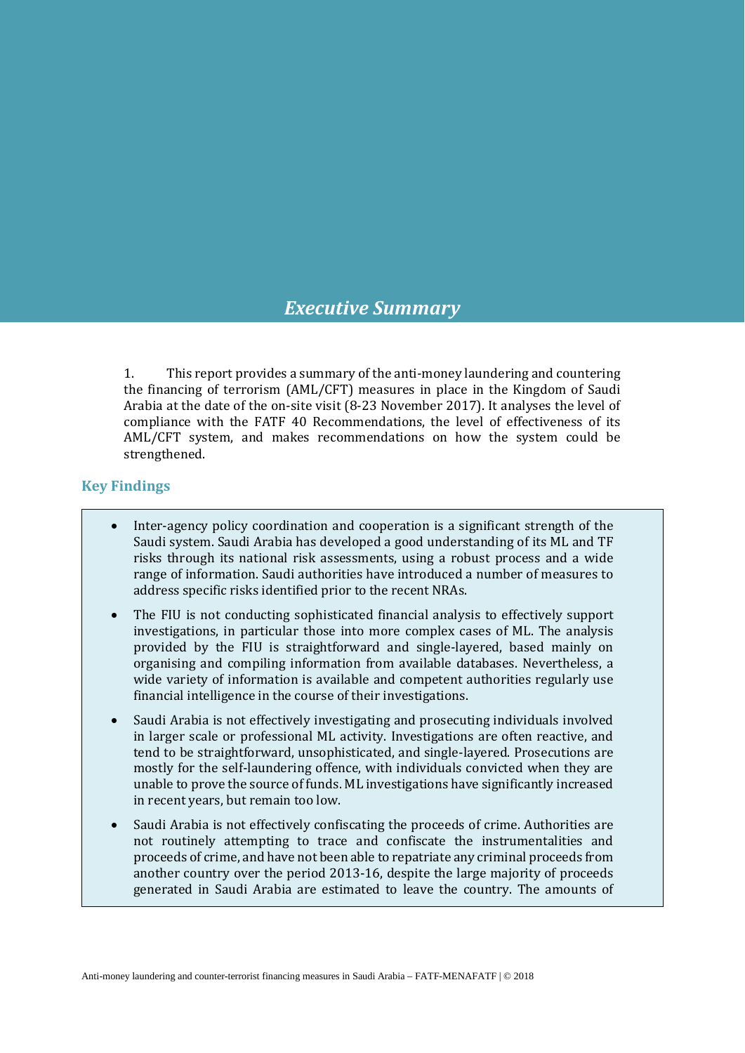# *Executive Summary*

1. This report provides a summary of the anti-money laundering and countering the financing of terrorism (AML/CFT) measures in place in the Kingdom of Saudi Arabia at the date of the on-site visit (8-23 November 2017). It analyses the level of compliance with the FATF 40 Recommendations, the level of effectiveness of its AML/CFT system, and makes recommendations on how the system could be strengthened.

## Key Findings

- Inter-agency policy coordination and cooperation is a significant strength of the Saudi system. Saudi Arabia has developed a good understanding of its ML and TF risks through its national risk assessments, using a robust process and a wide range of information. Saudi authorities have introduced a number of measures to address specific risks identified prior to the recent NRAs.
- The FIU is not conducting sophisticated financial analysis to effectively support investigations, in particular those into more complex cases of ML. The analysis provided by the FIU is straightforward and single-layered, based mainly on organising and compiling information from available databases. Nevertheless, a wide variety of information is available and competent authorities regularly use financial intelligence in the course of their investigations.
- Saudi Arabia is not effectively investigating and prosecuting individuals involved in larger scale or professional ML activity. Investigations are often reactive, and tend to be straightforward, unsophisticated, and single-layered. Prosecutions are mostly for the self-laundering offence, with individuals convicted when they are unable to prove the source of funds. ML investigations have significantly increased in recent years, but remain too low.
- Saudi Arabia is not effectively confiscating the proceeds of crime. Authorities are not routinely attempting to trace and confiscate the instrumentalities and proceeds of crime, and have not been able to repatriate any criminal proceeds from another country over the period 2013-16, despite the large majority of proceeds generated in Saudi Arabia are estimated to leave the country. The amounts of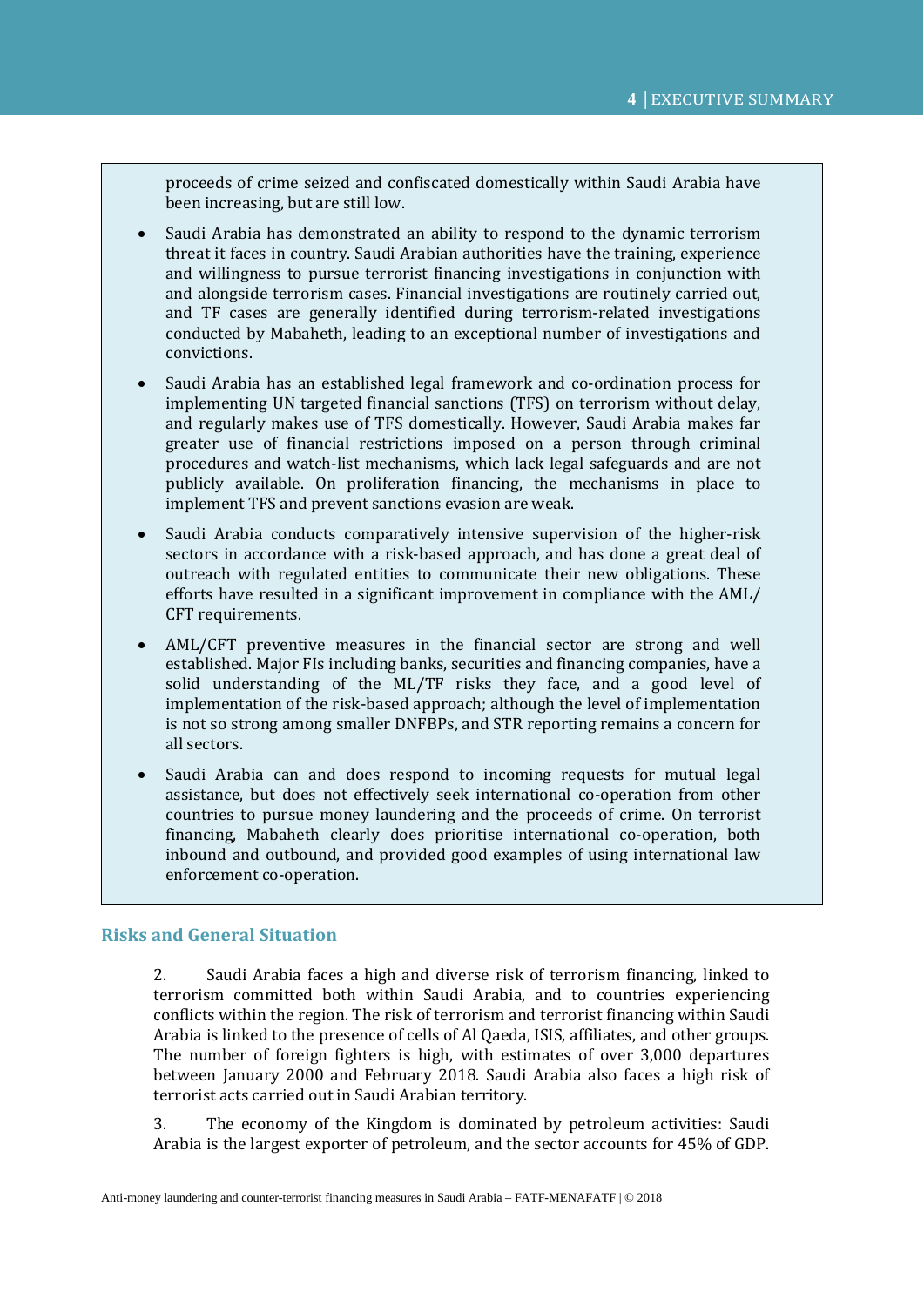proceeds of crime seized and confiscated domestically within Saudi Arabia have been increasing, but are still low.

- Saudi Arabia has demonstrated an ability to respond to the dynamic terrorism threat it faces in country. Saudi Arabian authorities have the training, experience and willingness to pursue terrorist financing investigations in conjunction with and alongside terrorism cases. Financial investigations are routinely carried out, and TF cases are generally identified during terrorism-related investigations conducted by Mabaheth, leading to an exceptional number of investigations and convictions.
- Saudi Arabia has an established legal framework and co-ordination process for implementing UN targeted financial sanctions (TFS) on terrorism without delay, and regularly makes use of TFS domestically. However, Saudi Arabia makes far greater use of financial restrictions imposed on a person through criminal procedures and watch-list mechanisms, which lack legal safeguards and are not publicly available. On proliferation financing, the mechanisms in place to implement TFS and prevent sanctions evasion are weak.
- Saudi Arabia conducts comparatively intensive supervision of the higher-risk sectors in accordance with a risk-based approach, and has done a great deal of outreach with regulated entities to communicate their new obligations. These efforts have resulted in a significant improvement in compliance with the AML/CFT requirements.
- AML/CFT preventive measures in the financial sector are strong and well established. Major FIs including banks, securities and financing companies, have a solid understanding of the ML/TF risks they face, and a good level of implementation of the risk-based approach; although the level of implementation is not so strong among smaller DNFBPs, and STR reporting remains a concern for all sectors.
- Saudi Arabia can and does respond to incoming requests for mutual legal assistance, but does not effectively seek international co-operation from other countries to pursue money laundering and the proceeds of crime. On terrorist financing, Mabaheth clearly does prioritise international co-operation, both inbound and outbound, and provided good examples of using international law enforcement co-operation.

## Risks and General Situation

2. Saudi Arabia faces a high and diverse risk of terrorism financing, linked to terrorism committed both within Saudi Arabia, and to countries experiencing conflicts within the region. The risk of terrorism and terrorist financing within Saudi Arabia is linked to the presence of cells of Al Qaeda, ISIS, affiliates, and other groups. The number of foreign fighters is high, with estimates of over 3,000 departures between January 2000 and February 2018. Saudi Arabia also faces a high risk of terrorist acts carried out in Saudi Arabian territory.

3. The economy of the Kingdom is dominated by petroleum activities: Saudi Arabia is the largest exporter of petroleum, and the sector accounts for 45% of GDP.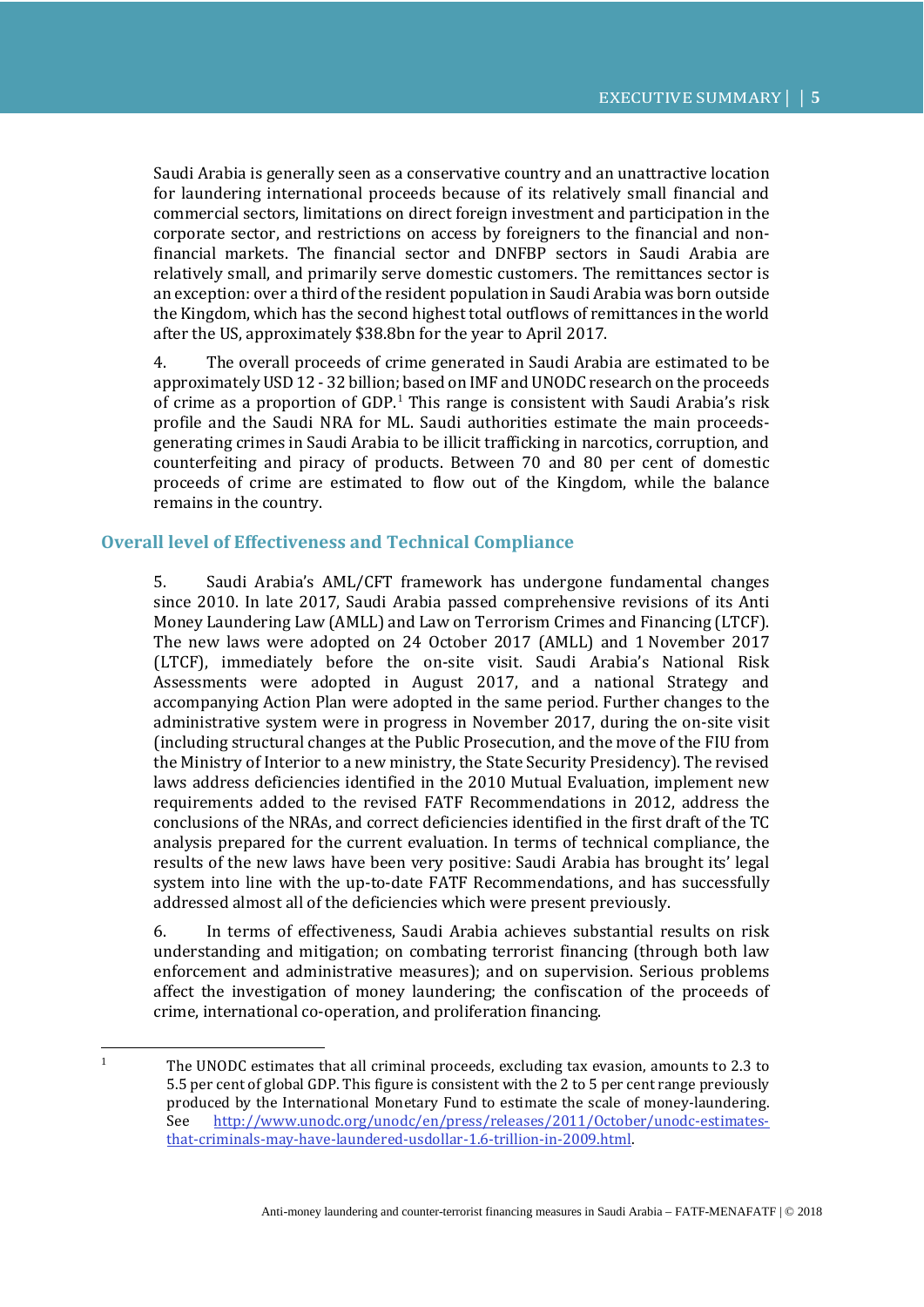Saudi Arabia is generally seen as a conservative country and an unattractive location for laundering international proceeds because of its relatively small financial and commercial sectors, limitations on direct foreign investment and participation in the corporate sector, and restrictions on access by foreigners to the financial and non-financial markets. The financial sector and DNFBP sectors in Saudi Arabia are relatively small, and primarily serve domestic customers. The remittances sector is an exception: over a third of the resident population in Saudi Arabia was born outside the Kingdom, which has the second highest total outflows of remittances in the world after the US, approximately $38.8bn for the year to April 2017.

4. The overall proceeds of crime generated in Saudi Arabia are estimated to be approximately USD 12 - 32 billion; based on IMF and UNODC research on the proceeds of crime as a proportion of GDP.[1] This range is consistent with Saudi Arabia's risk profile and the Saudi NRA for ML. Saudi authorities estimate the main proceeds-generating crimes in Saudi Arabia to be illicit trafficking in narcotics, corruption, and counterfeiting and piracy of products. Between 70 and 80 per cent of domestic proceeds of crime are estimated to flow out of the Kingdom, while the balance remains in the country.

## Overall level of Effectiveness and Technical Compliance

5. Saudi Arabia's AML/CFT framework has undergone fundamental changes since 2010. In late 2017, Saudi Arabia passed comprehensive revisions of its Anti Money Laundering Law (AMLL) and Law on Terrorism Crimes and Financing (LTCF). The new laws were adopted on 24 October 2017 (AMLL) and 1 November 2017 (LTCF), immediately before the on-site visit. Saudi Arabia's National Risk Assessments were adopted in August 2017, and a national Strategy and accompanying Action Plan were adopted in the same period. Further changes to the administrative system were in progress in November 2017, during the on-site visit (including structural changes at the Public Prosecution, and the move of the FIU from the Ministry of Interior to a new ministry, the State Security Presidency). The revised laws address deficiencies identified in the 2010 Mutual Evaluation, implement new requirements added to the revised FATF Recommendations in 2012, address the conclusions of the NRAs, and correct deficiencies identified in the first draft of the TC analysis prepared for the current evaluation. In terms of technical compliance, the results of the new laws have been very positive: Saudi Arabia has brought its' legal system into line with the up-to-date FATF Recommendations, and has successfully addressed almost all of the deficiencies which were present previously.

6. In terms of effectiveness, Saudi Arabia achieves substantial results on risk understanding and mitigation; on combating terrorist financing (through both law enforcement and administrative measures); and on supervision. Serious problems affect the investigation of money laundering; the confiscation of the proceeds of crime, international co-operation, and proliferation financing.

---

[1] The UNODC estimates that all criminal proceeds, excluding tax evasion, amounts to 2.3 to 5.5 per cent of global GDP. This figure is consistent with the 2 to 5 per cent range previously produced by the International Monetary Fund to estimate the scale of money-laundering. See http://www.unodc.org/unodc/en/press/releases/2011/October/unodc-estimates-that-criminals-may-have-laundered-usdollar-1.6-trillion-in-2009.html.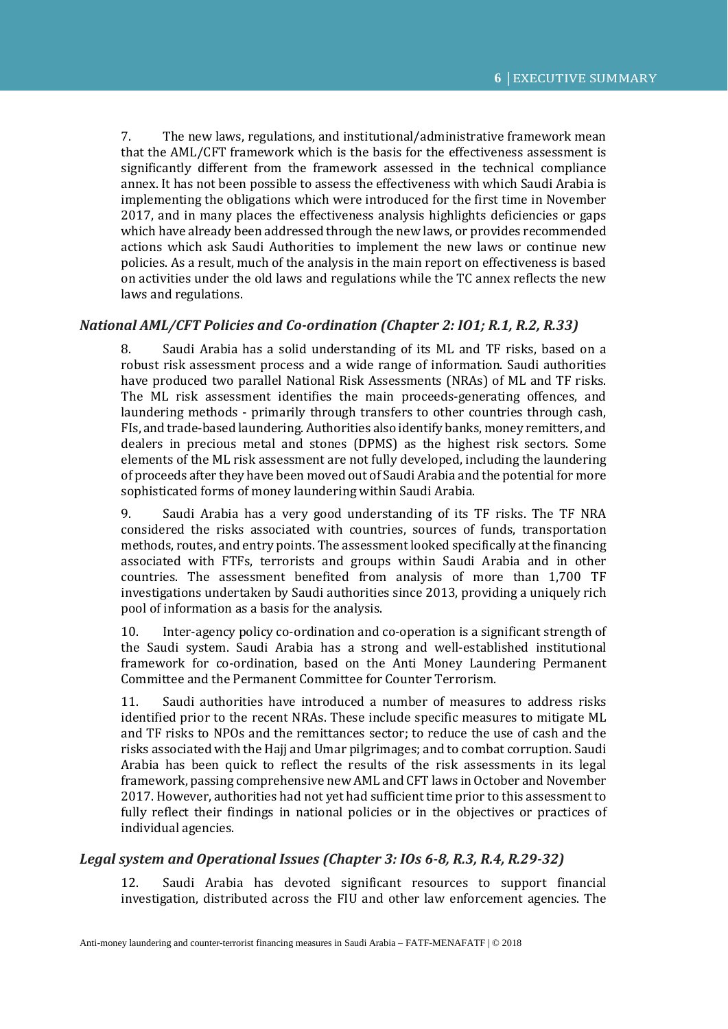7. The new laws, regulations, and institutional/administrative framework mean that the AML/CFT framework which is the basis for the effectiveness assessment is significantly different from the framework assessed in the technical compliance annex. It has not been possible to assess the effectiveness with which Saudi Arabia is implementing the obligations which were introduced for the first time in November 2017, and in many places the effectiveness analysis highlights deficiencies or gaps which have already been addressed through the new laws, or provides recommended actions which ask Saudi Authorities to implement the new laws or continue new policies. As a result, much of the analysis in the main report on effectiveness is based on activities under the old laws and regulations while the TC annex reflects the new laws and regulations.

### *National AML/CFT Policies and Co-ordination (Chapter 2: IO1; R.1, R.2, R.33)*

8. Saudi Arabia has a solid understanding of its ML and TF risks, based on a robust risk assessment process and a wide range of information. Saudi authorities have produced two parallel National Risk Assessments (NRAs) of ML and TF risks. The ML risk assessment identifies the main proceeds-generating offences, and laundering methods - primarily through transfers to other countries through cash, FIs, and trade-based laundering. Authorities also identify banks, money remitters, and dealers in precious metal and stones (DPMS) as the highest risk sectors. Some elements of the ML risk assessment are not fully developed, including the laundering of proceeds after they have been moved out of Saudi Arabia and the potential for more sophisticated forms of money laundering within Saudi Arabia.

9. Saudi Arabia has a very good understanding of its TF risks. The TF NRA considered the risks associated with countries, sources of funds, transportation methods, routes, and entry points. The assessment looked specifically at the financing associated with FTFs, terrorists and groups within Saudi Arabia and in other countries. The assessment benefited from analysis of more than 1,700 TF investigations undertaken by Saudi authorities since 2013, providing a uniquely rich pool of information as a basis for the analysis.

10. Inter-agency policy co-ordination and co-operation is a significant strength of the Saudi system. Saudi Arabia has a strong and well-established institutional framework for co-ordination, based on the Anti Money Laundering Permanent Committee and the Permanent Committee for Counter Terrorism.

11. Saudi authorities have introduced a number of measures to address risks identified prior to the recent NRAs. These include specific measures to mitigate ML and TF risks to NPOs and the remittances sector; to reduce the use of cash and the risks associated with the Hajj and Umar pilgrimages; and to combat corruption. Saudi Arabia has been quick to reflect the results of the risk assessments in its legal framework, passing comprehensive new AML and CFT laws in October and November 2017. However, authorities had not yet had sufficient time prior to this assessment to fully reflect their findings in national policies or in the objectives or practices of individual agencies.

### *Legal system and Operational Issues (Chapter 3: IOs 6-8, R.3, R.4, R.29-32)*

12. Saudi Arabia has devoted significant resources to support financial investigation, distributed across the FIU and other law enforcement agencies. The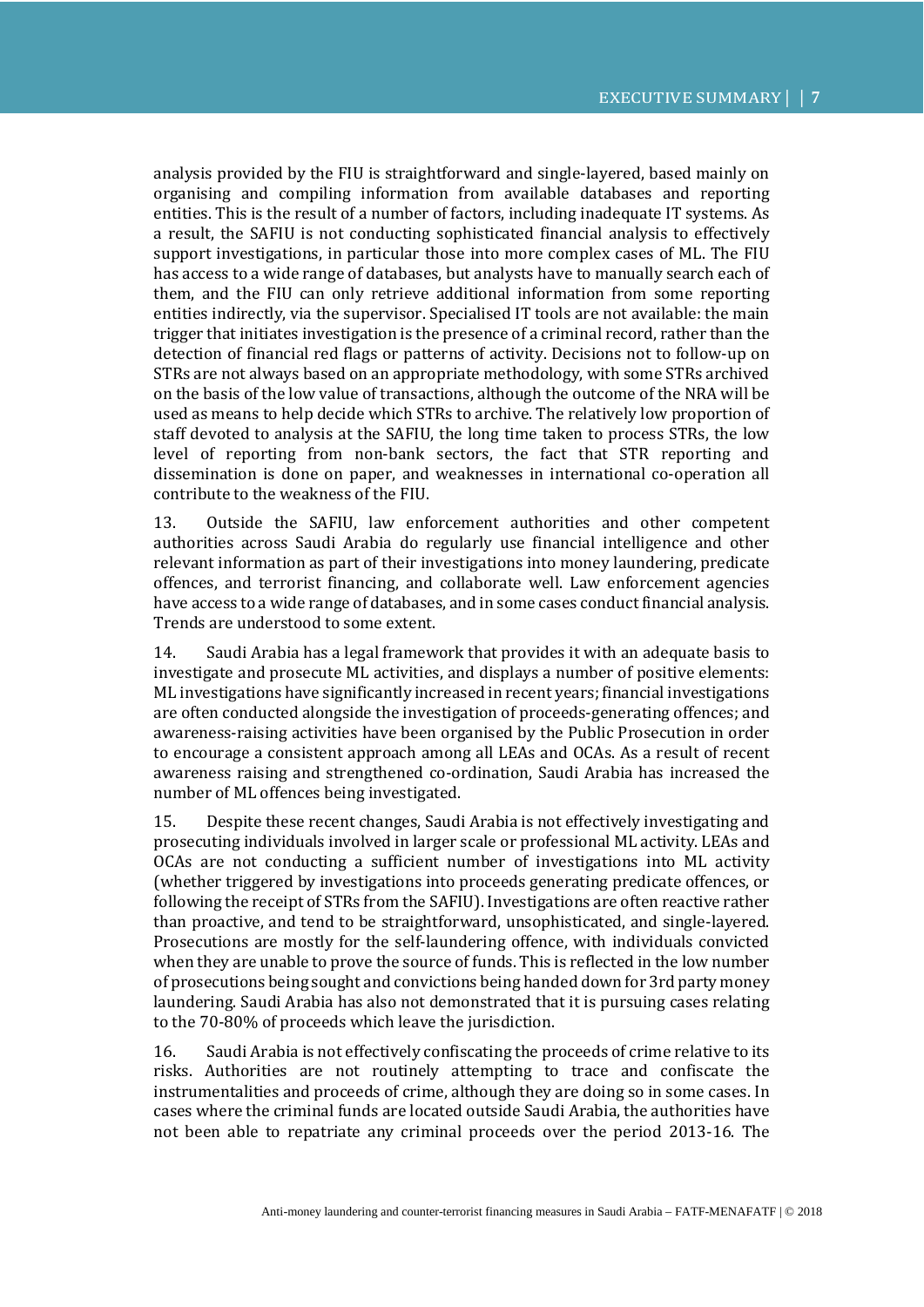analysis provided by the FIU is straightforward and single-layered, based mainly on organising and compiling information from available databases and reporting entities. This is the result of a number of factors, including inadequate IT systems. As a result, the SAFIU is not conducting sophisticated financial analysis to effectively support investigations, in particular those into more complex cases of ML. The FIU has access to a wide range of databases, but analysts have to manually search each of them, and the FIU can only retrieve additional information from some reporting entities indirectly, via the supervisor. Specialised IT tools are not available: the main trigger that initiates investigation is the presence of a criminal record, rather than the detection of financial red flags or patterns of activity. Decisions not to follow-up on STRs are not always based on an appropriate methodology, with some STRs archived on the basis of the low value of transactions, although the outcome of the NRA will be used as means to help decide which STRs to archive. The relatively low proportion of staff devoted to analysis at the SAFIU, the long time taken to process STRs, the low level of reporting from non-bank sectors, the fact that STR reporting and dissemination is done on paper, and weaknesses in international co-operation all contribute to the weakness of the FIU.

13. Outside the SAFIU, law enforcement authorities and other competent authorities across Saudi Arabia do regularly use financial intelligence and other relevant information as part of their investigations into money laundering, predicate offences, and terrorist financing, and collaborate well. Law enforcement agencies have access to a wide range of databases, and in some cases conduct financial analysis. Trends are understood to some extent.

14. Saudi Arabia has a legal framework that provides it with an adequate basis to investigate and prosecute ML activities, and displays a number of positive elements: ML investigations have significantly increased in recent years; financial investigations are often conducted alongside the investigation of proceeds-generating offences; and awareness-raising activities have been organised by the Public Prosecution in order to encourage a consistent approach among all LEAs and OCAs. As a result of recent awareness raising and strengthened co-ordination, Saudi Arabia has increased the number of ML offences being investigated.

15. Despite these recent changes, Saudi Arabia is not effectively investigating and prosecuting individuals involved in larger scale or professional ML activity. LEAs and OCAs are not conducting a sufficient number of investigations into ML activity (whether triggered by investigations into proceeds generating predicate offences, or following the receipt of STRs from the SAFIU). Investigations are often reactive rather than proactive, and tend to be straightforward, unsophisticated, and single-layered. Prosecutions are mostly for the self-laundering offence, with individuals convicted when they are unable to prove the source of funds. This is reflected in the low number of prosecutions being sought and convictions being handed down for 3rd party money laundering. Saudi Arabia has also not demonstrated that it is pursuing cases relating to the 70-80% of proceeds which leave the jurisdiction.

16. Saudi Arabia is not effectively confiscating the proceeds of crime relative to its risks. Authorities are not routinely attempting to trace and confiscate the instrumentalities and proceeds of crime, although they are doing so in some cases. In cases where the criminal funds are located outside Saudi Arabia, the authorities have not been able to repatriate any criminal proceeds over the period 2013-16. The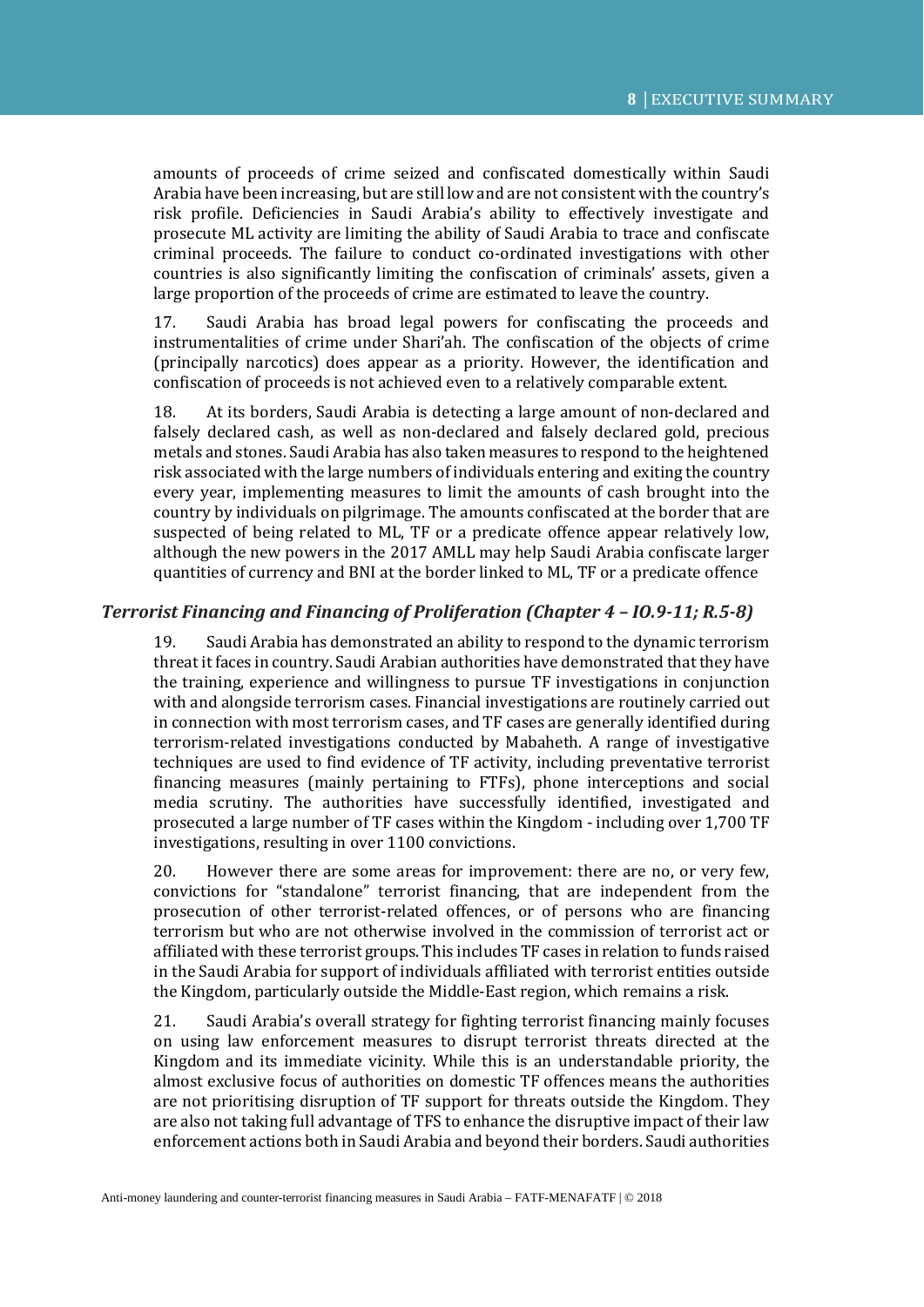amounts of proceeds of crime seized and confiscated domestically within Saudi Arabia have been increasing, but are still low and are not consistent with the country's risk profile. Deficiencies in Saudi Arabia's ability to effectively investigate and prosecute ML activity are limiting the ability of Saudi Arabia to trace and confiscate criminal proceeds. The failure to conduct co-ordinated investigations with other countries is also significantly limiting the confiscation of criminals' assets, given a large proportion of the proceeds of crime are estimated to leave the country.

17. Saudi Arabia has broad legal powers for confiscating the proceeds and instrumentalities of crime under Shari'ah. The confiscation of the objects of crime (principally narcotics) does appear as a priority. However, the identification and confiscation of proceeds is not achieved even to a relatively comparable extent.

18. At its borders, Saudi Arabia is detecting a large amount of non-declared and falsely declared cash, as well as non-declared and falsely declared gold, precious metals and stones. Saudi Arabia has also taken measures to respond to the heightened risk associated with the large numbers of individuals entering and exiting the country every year, implementing measures to limit the amounts of cash brought into the country by individuals on pilgrimage. The amounts confiscated at the border that are suspected of being related to ML, TF or a predicate offence appear relatively low, although the new powers in the 2017 AMLL may help Saudi Arabia confiscate larger quantities of currency and BNI at the border linked to ML, TF or a predicate offence

### *Terrorist Financing and Financing of Proliferation (Chapter 4 – IO.9-11; R.5-8)*

19. Saudi Arabia has demonstrated an ability to respond to the dynamic terrorism threat it faces in country. Saudi Arabian authorities have demonstrated that they have the training, experience and willingness to pursue TF investigations in conjunction with and alongside terrorism cases. Financial investigations are routinely carried out in connection with most terrorism cases, and TF cases are generally identified during terrorism-related investigations conducted by Mabaheth. A range of investigative techniques are used to find evidence of TF activity, including preventative terrorist financing measures (mainly pertaining to FTFs), phone interceptions and social media scrutiny. The authorities have successfully identified, investigated and prosecuted a large number of TF cases within the Kingdom - including over 1,700 TF investigations, resulting in over 1100 convictions.

20. However there are some areas for improvement: there are no, or very few, convictions for "standalone" terrorist financing, that are independent from the prosecution of other terrorist-related offences, or of persons who are financing terrorism but who are not otherwise involved in the commission of terrorist act or affiliated with these terrorist groups. This includes TF cases in relation to funds raised in the Saudi Arabia for support of individuals affiliated with terrorist entities outside the Kingdom, particularly outside the Middle-East region, which remains a risk.

21. Saudi Arabia's overall strategy for fighting terrorist financing mainly focuses on using law enforcement measures to disrupt terrorist threats directed at the Kingdom and its immediate vicinity. While this is an understandable priority, the almost exclusive focus of authorities on domestic TF offences means the authorities are not prioritising disruption of TF support for threats outside the Kingdom. They are also not taking full advantage of TFS to enhance the disruptive impact of their law enforcement actions both in Saudi Arabia and beyond their borders. Saudi authorities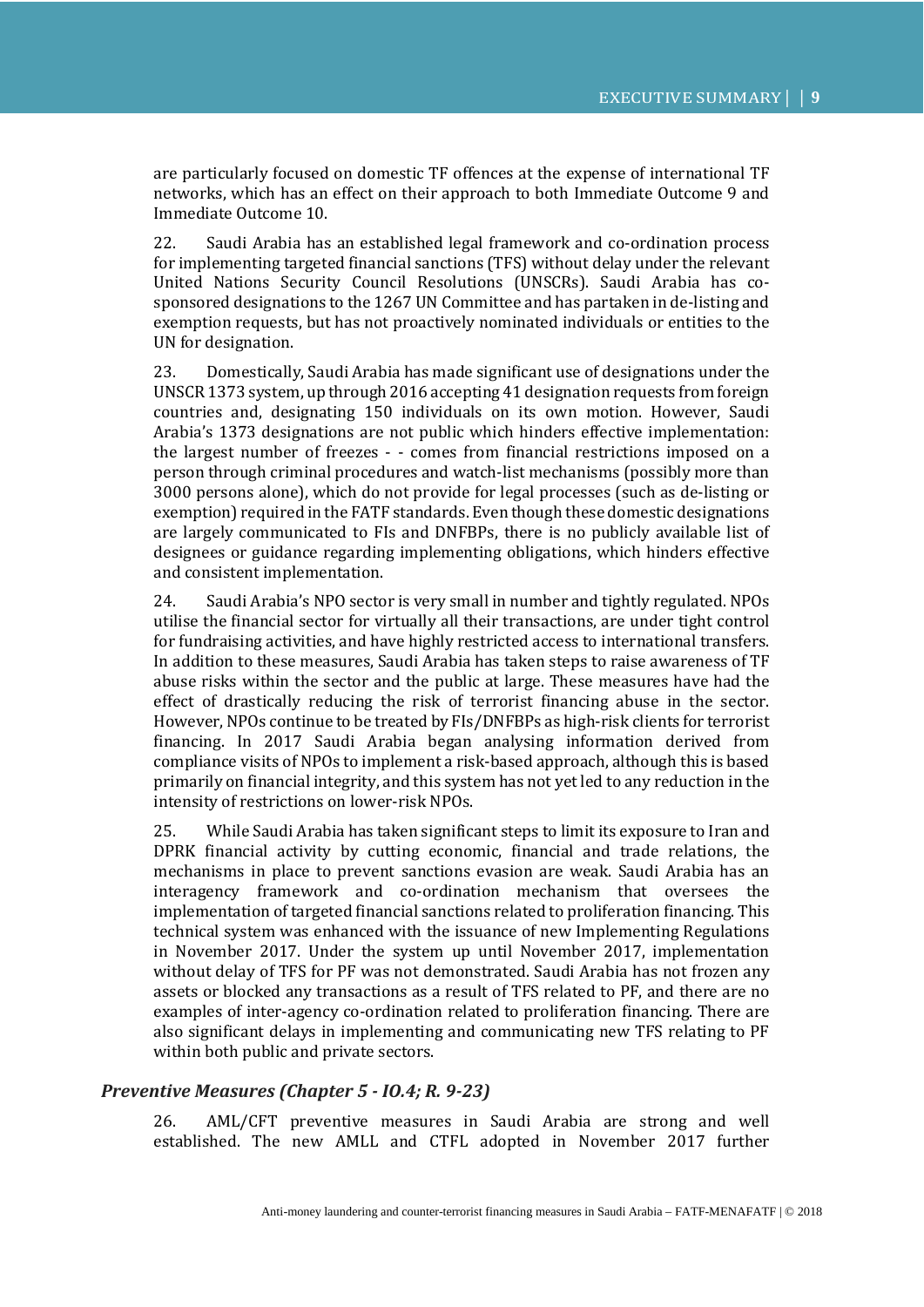are particularly focused on domestic TF offences at the expense of international TF networks, which has an effect on their approach to both Immediate Outcome 9 and Immediate Outcome 10.

22. Saudi Arabia has an established legal framework and co-ordination process for implementing targeted financial sanctions (TFS) without delay under the relevant United Nations Security Council Resolutions (UNSCRs). Saudi Arabia has co-sponsored designations to the 1267 UN Committee and has partaken in de-listing and exemption requests, but has not proactively nominated individuals or entities to the UN for designation.

23. Domestically, Saudi Arabia has made significant use of designations under the UNSCR 1373 system, up through 2016 accepting 41 designation requests from foreign countries and, designating 150 individuals on its own motion. However, Saudi Arabia's 1373 designations are not public which hinders effective implementation: the largest number of freezes - - comes from financial restrictions imposed on a person through criminal procedures and watch-list mechanisms (possibly more than 3000 persons alone), which do not provide for legal processes (such as de-listing or exemption) required in the FATF standards. Even though these domestic designations are largely communicated to FIs and DNFBPs, there is no publicly available list of designees or guidance regarding implementing obligations, which hinders effective and consistent implementation.

24. Saudi Arabia's NPO sector is very small in number and tightly regulated. NPOs utilise the financial sector for virtually all their transactions, are under tight control for fundraising activities, and have highly restricted access to international transfers. In addition to these measures, Saudi Arabia has taken steps to raise awareness of TF abuse risks within the sector and the public at large. These measures have had the effect of drastically reducing the risk of terrorist financing abuse in the sector. However, NPOs continue to be treated by FIs/DNFBPs as high-risk clients for terrorist financing. In 2017 Saudi Arabia began analysing information derived from compliance visits of NPOs to implement a risk-based approach, although this is based primarily on financial integrity, and this system has not yet led to any reduction in the intensity of restrictions on lower-risk NPOs.

25. While Saudi Arabia has taken significant steps to limit its exposure to Iran and DPRK financial activity by cutting economic, financial and trade relations, the mechanisms in place to prevent sanctions evasion are weak. Saudi Arabia has an interagency framework and co-ordination mechanism that oversees the implementation of targeted financial sanctions related to proliferation financing. This technical system was enhanced with the issuance of new Implementing Regulations in November 2017. Under the system up until November 2017, implementation without delay of TFS for PF was not demonstrated. Saudi Arabia has not frozen any assets or blocked any transactions as a result of TFS related to PF, and there are no examples of inter-agency co-ordination related to proliferation financing. There are also significant delays in implementing and communicating new TFS relating to PF within both public and private sectors.

### *Preventive Measures (Chapter 5 - IO.4; R. 9-23)*

26. AML/CFT preventive measures in Saudi Arabia are strong and well established. The new AMLL and CTFL adopted in November 2017 further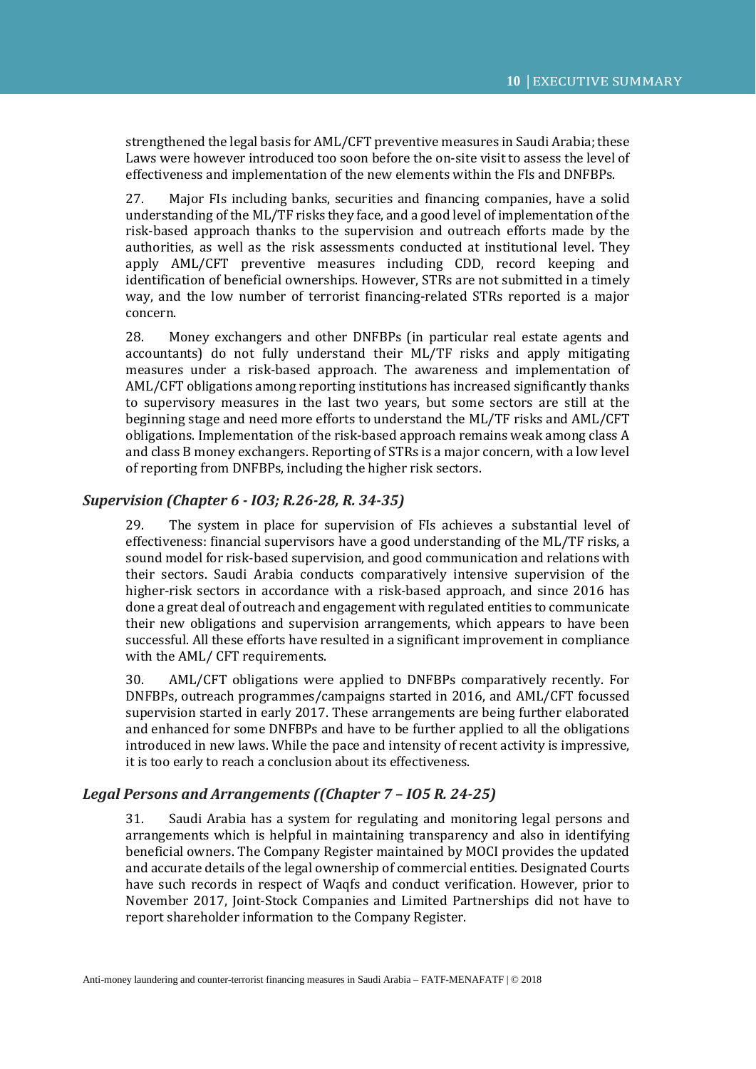strengthened the legal basis for AML/CFT preventive measures in Saudi Arabia; these Laws were however introduced too soon before the on-site visit to assess the level of effectiveness and implementation of the new elements within the FIs and DNFBPs.

27. Major FIs including banks, securities and financing companies, have a solid understanding of the ML/TF risks they face, and a good level of implementation of the risk-based approach thanks to the supervision and outreach efforts made by the authorities, as well as the risk assessments conducted at institutional level. They apply AML/CFT preventive measures including CDD, record keeping and identification of beneficial ownerships. However, STRs are not submitted in a timely way, and the low number of terrorist financing-related STRs reported is a major concern.

28. Money exchangers and other DNFBPs (in particular real estate agents and accountants) do not fully understand their ML/TF risks and apply mitigating measures under a risk-based approach. The awareness and implementation of AML/CFT obligations among reporting institutions has increased significantly thanks to supervisory measures in the last two years, but some sectors are still at the beginning stage and need more efforts to understand the ML/TF risks and AML/CFT obligations. Implementation of the risk-based approach remains weak among class A and class B money exchangers. Reporting of STRs is a major concern, with a low level of reporting from DNFBPs, including the higher risk sectors.

### *Supervision (Chapter 6 - IO3; R.26-28, R. 34-35)*

29. The system in place for supervision of FIs achieves a substantial level of effectiveness: financial supervisors have a good understanding of the ML/TF risks, a sound model for risk-based supervision, and good communication and relations with their sectors. Saudi Arabia conducts comparatively intensive supervision of the higher-risk sectors in accordance with a risk-based approach, and since 2016 has done a great deal of outreach and engagement with regulated entities to communicate their new obligations and supervision arrangements, which appears to have been successful. All these efforts have resulted in a significant improvement in compliance with the AML/ CFT requirements.

30. AML/CFT obligations were applied to DNFBPs comparatively recently. For DNFBPs, outreach programmes/campaigns started in 2016, and AML/CFT focussed supervision started in early 2017. These arrangements are being further elaborated and enhanced for some DNFBPs and have to be further applied to all the obligations introduced in new laws. While the pace and intensity of recent activity is impressive, it is too early to reach a conclusion about its effectiveness.

### *Legal Persons and Arrangements ((Chapter 7 – IO5 R. 24-25)*

31. Saudi Arabia has a system for regulating and monitoring legal persons and arrangements which is helpful in maintaining transparency and also in identifying beneficial owners. The Company Register maintained by MOCI provides the updated and accurate details of the legal ownership of commercial entities. Designated Courts have such records in respect of Waqfs and conduct verification. However, prior to November 2017, Joint-Stock Companies and Limited Partnerships did not have to report shareholder information to the Company Register.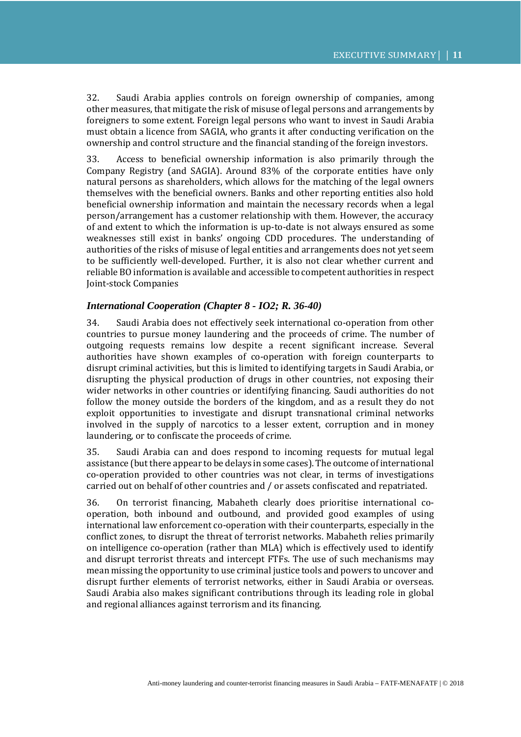32. Saudi Arabia applies controls on foreign ownership of companies, among other measures, that mitigate the risk of misuse of legal persons and arrangements by foreigners to some extent. Foreign legal persons who want to invest in Saudi Arabia must obtain a licence from SAGIA, who grants it after conducting verification on the ownership and control structure and the financial standing of the foreign investors.

33. Access to beneficial ownership information is also primarily through the Company Registry (and SAGIA). Around 83% of the corporate entities have only natural persons as shareholders, which allows for the matching of the legal owners themselves with the beneficial owners. Banks and other reporting entities also hold beneficial ownership information and maintain the necessary records when a legal person/arrangement has a customer relationship with them. However, the accuracy of and extent to which the information is up-to-date is not always ensured as some weaknesses still exist in banks' ongoing CDD procedures. The understanding of authorities of the risks of misuse of legal entities and arrangements does not yet seem to be sufficiently well-developed. Further, it is also not clear whether current and reliable BO information is available and accessible to competent authorities in respect Joint-stock Companies

### *International Cooperation (Chapter 8 - IO2; R. 36-40)*

34. Saudi Arabia does not effectively seek international co-operation from other countries to pursue money laundering and the proceeds of crime. The number of outgoing requests remains low despite a recent significant increase. Several authorities have shown examples of co-operation with foreign counterparts to disrupt criminal activities, but this is limited to identifying targets in Saudi Arabia, or disrupting the physical production of drugs in other countries, not exposing their wider networks in other countries or identifying financing. Saudi authorities do not follow the money outside the borders of the kingdom, and as a result they do not exploit opportunities to investigate and disrupt transnational criminal networks involved in the supply of narcotics to a lesser extent, corruption and in money laundering, or to confiscate the proceeds of crime.

35. Saudi Arabia can and does respond to incoming requests for mutual legal assistance (but there appear to be delays in some cases). The outcome of international co-operation provided to other countries was not clear, in terms of investigations carried out on behalf of other countries and / or assets confiscated and repatriated.

36. On terrorist financing, Mabaheth clearly does prioritise international co-operation, both inbound and outbound, and provided good examples of using international law enforcement co-operation with their counterparts, especially in the conflict zones, to disrupt the threat of terrorist networks. Mabaheth relies primarily on intelligence co-operation (rather than MLA) which is effectively used to identify and disrupt terrorist threats and intercept FTFs. The use of such mechanisms may mean missing the opportunity to use criminal justice tools and powers to uncover and disrupt further elements of terrorist networks, either in Saudi Arabia or overseas. Saudi Arabia also makes significant contributions through its leading role in global and regional alliances against terrorism and its financing.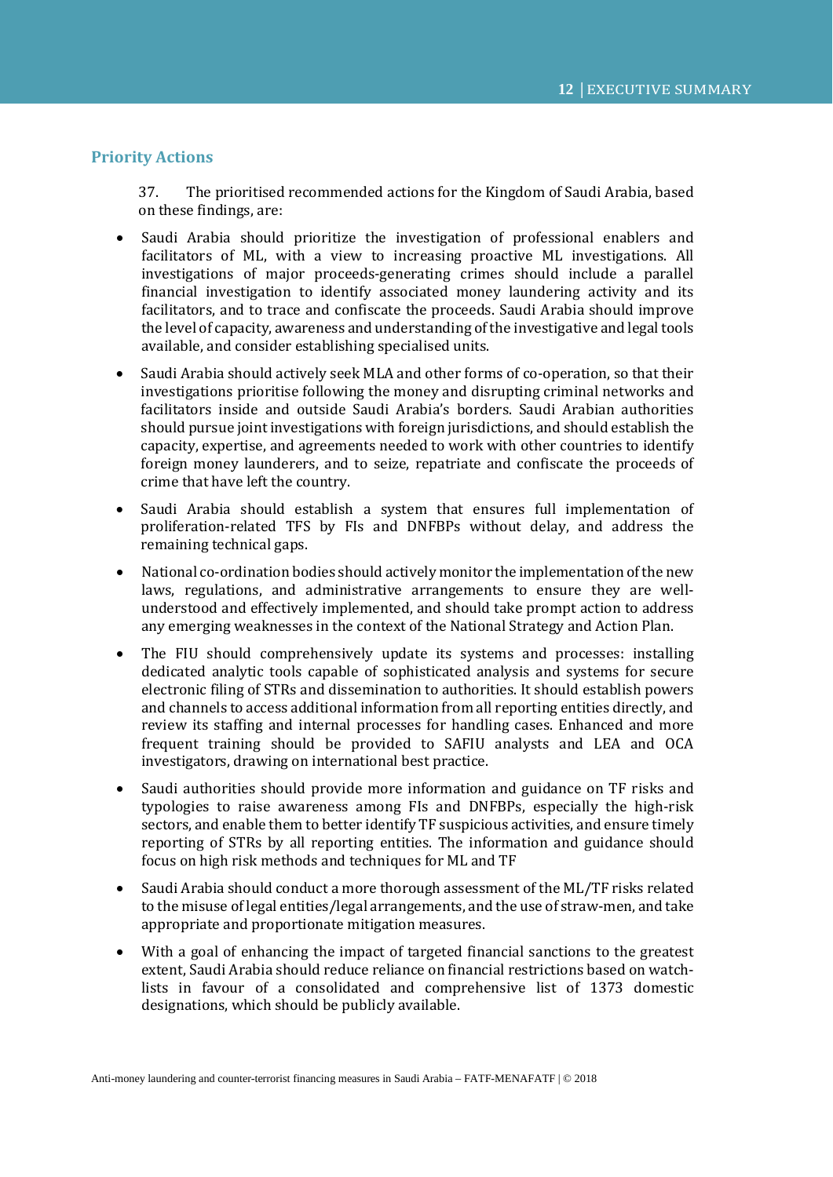## Priority Actions

37. The prioritised recommended actions for the Kingdom of Saudi Arabia, based on these findings, are:

- Saudi Arabia should prioritize the investigation of professional enablers and facilitators of ML, with a view to increasing proactive ML investigations. All investigations of major proceeds-generating crimes should include a parallel financial investigation to identify associated money laundering activity and its facilitators, and to trace and confiscate the proceeds. Saudi Arabia should improve the level of capacity, awareness and understanding of the investigative and legal tools available, and consider establishing specialised units.
- Saudi Arabia should actively seek MLA and other forms of co-operation, so that their investigations prioritise following the money and disrupting criminal networks and facilitators inside and outside Saudi Arabia's borders. Saudi Arabian authorities should pursue joint investigations with foreign jurisdictions, and should establish the capacity, expertise, and agreements needed to work with other countries to identify foreign money launderers, and to seize, repatriate and confiscate the proceeds of crime that have left the country.
- Saudi Arabia should establish a system that ensures full implementation of proliferation-related TFS by FIs and DNFBPs without delay, and address the remaining technical gaps.
- National co-ordination bodies should actively monitor the implementation of the new laws, regulations, and administrative arrangements to ensure they are well-understood and effectively implemented, and should take prompt action to address any emerging weaknesses in the context of the National Strategy and Action Plan.
- The FIU should comprehensively update its systems and processes: installing dedicated analytic tools capable of sophisticated analysis and systems for secure electronic filing of STRs and dissemination to authorities. It should establish powers and channels to access additional information from all reporting entities directly, and review its staffing and internal processes for handling cases. Enhanced and more frequent training should be provided to SAFIU analysts and LEA and OCA investigators, drawing on international best practice.
- Saudi authorities should provide more information and guidance on TF risks and typologies to raise awareness among FIs and DNFBPs, especially the high-risk sectors, and enable them to better identify TF suspicious activities, and ensure timely reporting of STRs by all reporting entities. The information and guidance should focus on high risk methods and techniques for ML and TF
- Saudi Arabia should conduct a more thorough assessment of the ML/TF risks related to the misuse of legal entities/legal arrangements, and the use of straw-men, and take appropriate and proportionate mitigation measures.
- With a goal of enhancing the impact of targeted financial sanctions to the greatest extent, Saudi Arabia should reduce reliance on financial restrictions based on watch-lists in favour of a consolidated and comprehensive list of 1373 domestic designations, which should be publicly available.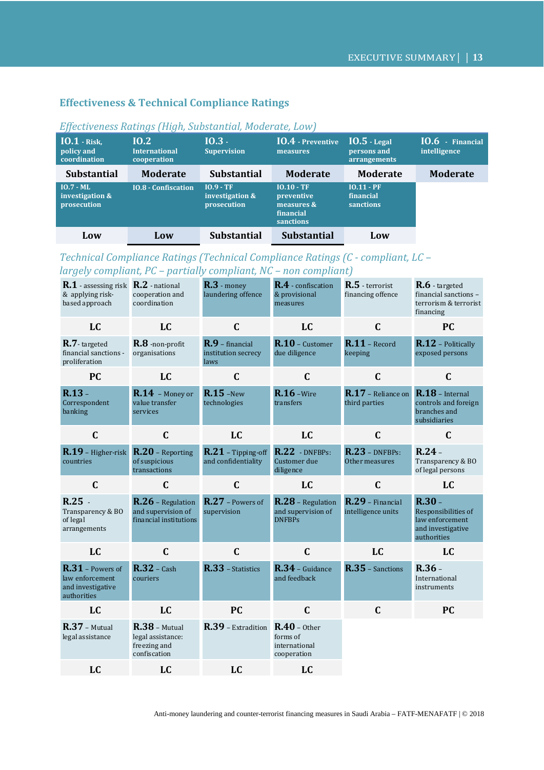## Effectiveness & Technical Compliance Ratings

*Effectiveness Ratings (High, Substantial, Moderate, Low)*

| IO.1 - Risk, policy and coordination | IO.2 International cooperation | IO.3 - Supervision | IO.4 - Preventive measures | IO.5 - Legal persons and arrangements | IO.6 - Financial intelligence |
|---|---|---|---|---|---|
| Substantial | Moderate | Substantial | Moderate | Moderate | Moderate |
| **IO.7 - ML investigation & prosecution** | **IO.8 - Confiscation** | **IO.9 - TF investigation & prosecution** | **IO.10 - TF preventive measures & financial sanctions** | **IO.11 - PF financial sanctions** | |
| Low | Low | Substantial | Substantial | Low | |

*Technical Compliance Ratings (Technical Compliance Ratings (C - compliant, LC – largely compliant, PC – partially compliant, NC – non compliant)*

| R.1 - assessing risk & applying risk-based approach | R.2 - national cooperation and coordination | R.3 - money laundering offence | R.4 - confiscation & provisional measures | R.5 - terrorist financing offence | R.6 - targeted financial sanctions – terrorism & terrorist financing |
|---|---|---|---|---|---|
| LC | LC | C | LC | C | PC |
| **R.7 - targeted financial sanctions - proliferation** | **R.8 - non-profit organisations** | **R.9 – financial institution secrecy laws** | **R.10 – Customer due diligence** | **R.11 – Record keeping** | **R.12 – Politically exposed persons** |
| PC | LC | C | C | C | C |
| **R.13 – Correspondent banking** | **R.14 – Money or value transfer services** | **R.15 – New technologies** | **R.16 – Wire transfers** | **R.17 – Reliance on third parties** | **R.18 – Internal controls and foreign branches and subsidiaries** |
| C | C | LC | LC | C | C |
| **R.19 – Higher-risk countries** | **R.20 – Reporting of suspicious transactions** | **R.21 – Tipping-off and confidentiality** | **R.22 - DNFBPs: Customer due diligence** | **R.23 – DNFBPs: Other measures** | **R.24 – Transparency & BO of legal persons** |
| C | C | C | LC | C | LC |
| **R.25 - Transparency & BO of legal arrangements** | **R.26 – Regulation and supervision of financial institutions** | **R.27 – Powers of supervision** | **R.28 – Regulation and supervision of DNFBPs** | **R.29 – Financial intelligence units** | **R.30 – Responsibilities of law enforcement and investigative authorities** |
| LC | C | C | C | LC | LC |
| **R.31 – Powers of law enforcement and investigative authorities** | **R.32 – Cash couriers** | **R.33 – Statistics** | **R.34 – Guidance and feedback** | **R.35 – Sanctions** | **R.36 – International instruments** |
| LC | LC | PC | C | C | PC |
| **R.37 – Mutual legal assistance** | **R.38 – Mutual legal assistance: freezing and confiscation** | **R.39 – Extradition** | **R.40 – Other forms of international cooperation** | | |
| LC | LC | LC | LC | | |